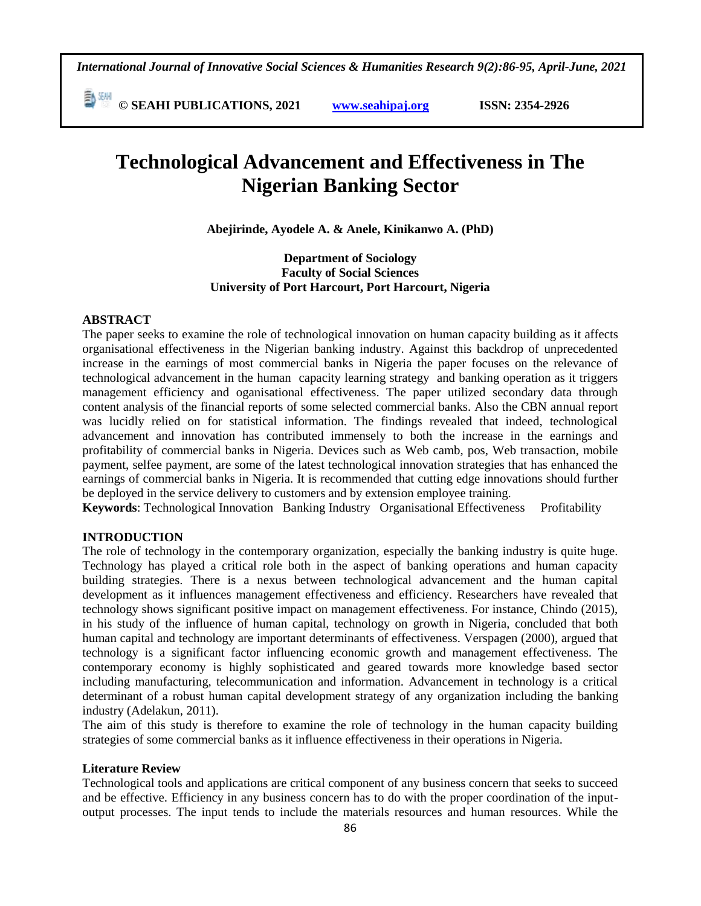# Technological Advancement and Effectiveness in The Nigerian Banking Sector

**Abejirinde, Ayodele A. & Anele, Kinikanwo A. (PhD)**

**Department of Sociology**
**Faculty of Social Sciences**
**University of Port Harcourt, Port Harcourt, Nigeria**

## ABSTRACT

The paper seeks to examine the role of technological innovation on human capacity building as it affects organisational effectiveness in the Nigerian banking industry. Against this backdrop of unprecedented increase in the earnings of most commercial banks in Nigeria the paper focuses on the relevance of technological advancement in the human capacity learning strategy and banking operation as it triggers management efficiency and organisational effectiveness. The paper utilized secondary data through content analysis of the financial reports of some selected commercial banks. Also the CBN annual report was lucidly relied on for statistical information. The findings revealed that indeed, technological advancement and innovation has contributed immensely to both the increase in the earnings and profitability of commercial banks in Nigeria. Devices such as Web camb, pos, Web transaction, mobile payment, selfee payment, are some of the latest technological innovation strategies that has enhanced the earnings of commercial banks in Nigeria. It is recommended that cutting edge innovations should further be deployed in the service delivery to customers and by extension employee training.

**Keywords**: Technological Innovation Banking Industry Organisational Effectiveness Profitability

## INTRODUCTION

The role of technology in the contemporary organization, especially the banking industry is quite huge. Technology has played a critical role both in the aspect of banking operations and human capacity building strategies. There is a nexus between technological advancement and the human capital development as it influences management effectiveness and efficiency. Researchers have revealed that technology shows significant positive impact on management effectiveness. For instance, Chindo (2015), in his study of the influence of human capital, technology on growth in Nigeria, concluded that both human capital and technology are important determinants of effectiveness. Verspagen (2000), argued that technology is a significant factor influencing economic growth and management effectiveness. The contemporary economy is highly sophisticated and geared towards more knowledge based sector including manufacturing, telecommunication and information. Advancement in technology is a critical determinant of a robust human capital development strategy of any organization including the banking industry (Adelakun, 2011).

The aim of this study is therefore to examine the role of technology in the human capacity building strategies of some commercial banks as it influence effectiveness in their operations in Nigeria.

### Literature Review

Technological tools and applications are critical component of any business concern that seeks to succeed and be effective. Efficiency in any business concern has to do with the proper coordination of the input-output processes. The input tends to include the materials resources and human resources. While the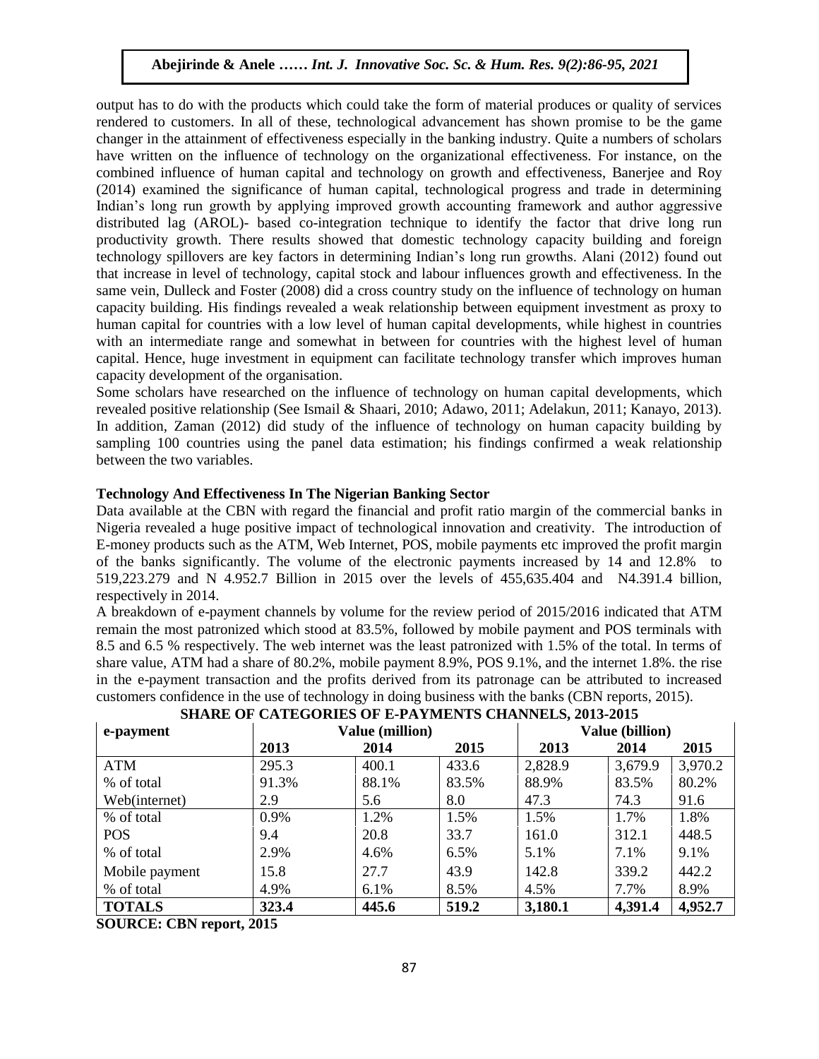output has to do with the products which could take the form of material produces or quality of services rendered to customers. In all of these, technological advancement has shown promise to be the game changer in the attainment of effectiveness especially in the banking industry. Quite a numbers of scholars have written on the influence of technology on the organizational effectiveness. For instance, on the combined influence of human capital and technology on growth and effectiveness, Banerjee and Roy (2014) examined the significance of human capital, technological progress and trade in determining Indian's long run growth by applying improved growth accounting framework and author aggressive distributed lag (AROL)- based co-integration technique to identify the factor that drive long run productivity growth. There results showed that domestic technology capacity building and foreign technology spillovers are key factors in determining Indian's long run growths. Alani (2012) found out that increase in level of technology, capital stock and labour influences growth and effectiveness. In the same vein, Dulleck and Foster (2008) did a cross country study on the influence of technology on human capacity building. His findings revealed a weak relationship between equipment investment as proxy to human capital for countries with a low level of human capital developments, while highest in countries with an intermediate range and somewhat in between for countries with the highest level of human capital. Hence, huge investment in equipment can facilitate technology transfer which improves human capacity development of the organisation.

Some scholars have researched on the influence of technology on human capital developments, which revealed positive relationship (See Ismail & Shaari, 2010; Adawo, 2011; Adelakun, 2011; Kanayo, 2013). In addition, Zaman (2012) did study of the influence of technology on human capacity building by sampling 100 countries using the panel data estimation; his findings confirmed a weak relationship between the two variables.

**Technology And Effectiveness In The Nigerian Banking Sector**

Data available at the CBN with regard the financial and profit ratio margin of the commercial banks in Nigeria revealed a huge positive impact of technological innovation and creativity. The introduction of E-money products such as the ATM, Web Internet, POS, mobile payments etc improved the profit margin of the banks significantly. The volume of the electronic payments increased by 14 and 12.8% to 519,223.279 and N 4.952.7 Billion in 2015 over the levels of 455,635.404 and N4.391.4 billion, respectively in 2014.

A breakdown of e-payment channels by volume for the review period of 2015/2016 indicated that ATM remain the most patronized which stood at 83.5%, followed by mobile payment and POS terminals with 8.5 and 6.5 % respectively. The web internet was the least patronized with 1.5% of the total. In terms of share value, ATM had a share of 80.2%, mobile payment 8.9%, POS 9.1%, and the internet 1.8%. the rise in the e-payment transaction and the profits derived from its patronage can be attributed to increased customers confidence in the use of technology in doing business with the banks (CBN reports, 2015).

**SHARE OF CATEGORIES OF E-PAYMENTS CHANNELS, 2013-2015**

| e-payment | Value (million) | | | Value (billion) | | |
|---|---|---|---|---|---|---|
| | **2013** | **2014** | **2015** | **2013** | **2014** | **2015** |
| ATM | 295.3 | 400.1 | 433.6 | 2,828.9 | 3,679.9 | 3,970.2 |
| % of total | 91.3% | 88.1% | 83.5% | 88.9% | 83.5% | 80.2% |
| Web(internet) | 2.9 | 5.6 | 8.0 | 47.3 | 74.3 | 91.6 |
| % of total | 0.9% | 1.2% | 1.5% | 1.5% | 1.7% | 1.8% |
| POS | 9.4 | 20.8 | 33.7 | 161.0 | 312.1 | 448.5 |
| % of total | 2.9% | 4.6% | 6.5% | 5.1% | 7.1% | 9.1% |
| Mobile payment | 15.8 | 27.7 | 43.9 | 142.8 | 339.2 | 442.2 |
| % of total | 4.9% | 6.1% | 8.5% | 4.5% | 7.7% | 8.9% |
| **TOTALS** | **323.4** | **445.6** | **519.2** | **3,180.1** | **4,391.4** | **4,952.7** |

**SOURCE: CBN report, 2015**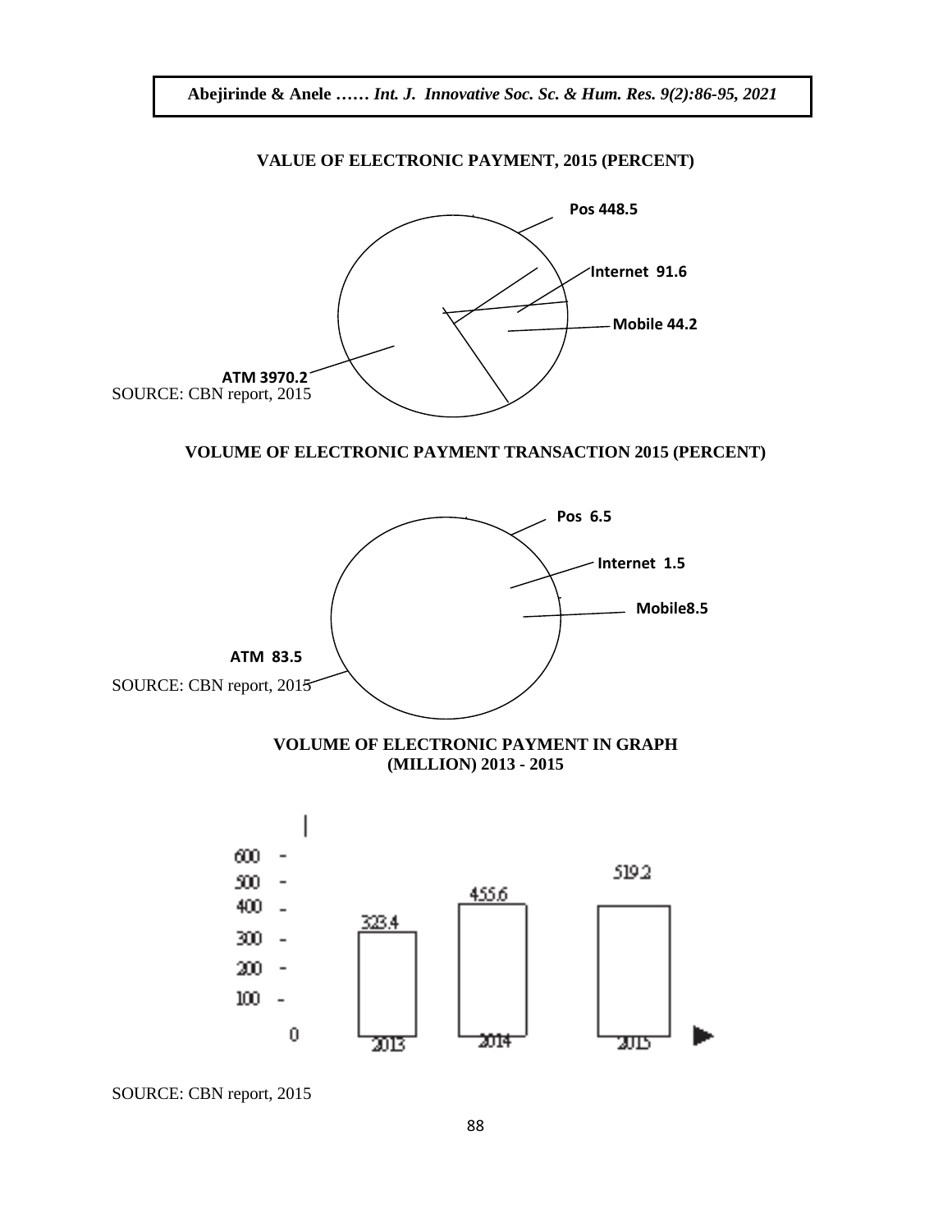**VALUE OF ELECTRONIC PAYMENT, 2015 (PERCENT)**

Pos 448.5

Internet 91.6

Mobile 44.2

ATM 3970.2

SOURCE: CBN report, 2015

**VOLUME OF ELECTRONIC PAYMENT TRANSACTION 2015 (PERCENT)**

Pos 6.5

Internet 1.5

Mobile8.5

ATM 83.5

SOURCE: CBN report, 2015

**VOLUME OF ELECTRONIC PAYMENT IN GRAPH (MILLION) 2013 - 2015**

| Year | Volume |
|---|---|
| 2013 | 323.4 |
| 2014 | 455.6 |
| 2015 | 519.2 |

SOURCE: CBN report, 2015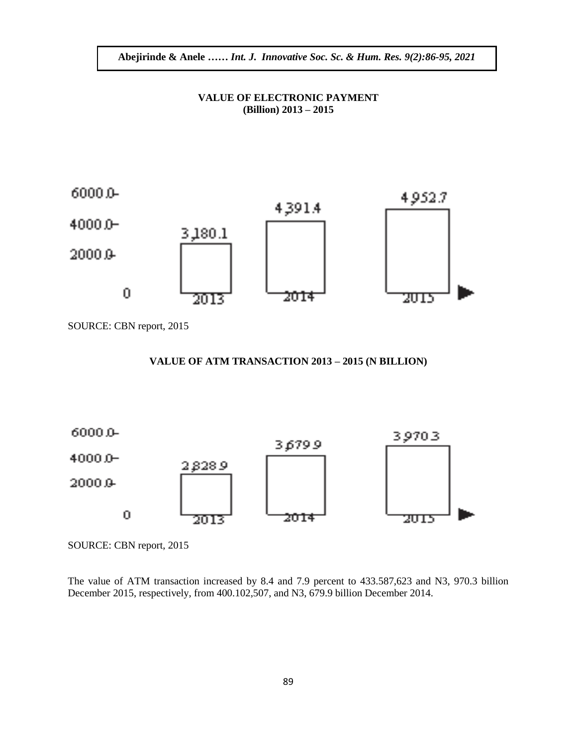**VALUE OF ELECTRONIC PAYMENT (Billion) 2013 – 2015**

| Year | Value |
| --- | --- |
| 2013 | 3,180.1 |
| 2014 | 4,391.4 |
| 2015 | 4,952.7 |

SOURCE: CBN report, 2015

**VALUE OF ATM TRANSACTION 2013 – 2015 (N BILLION)**

| Year | Value |
| --- | --- |
| 2013 | 2,828.9 |
| 2014 | 3,679.9 |
| 2015 | 3,970.3 |

SOURCE: CBN report, 2015

The value of ATM transaction increased by 8.4 and 7.9 percent to 433.587,623 and N3, 970.3 billion December 2015, respectively, from 400.102,507, and N3, 679.9 billion December 2014.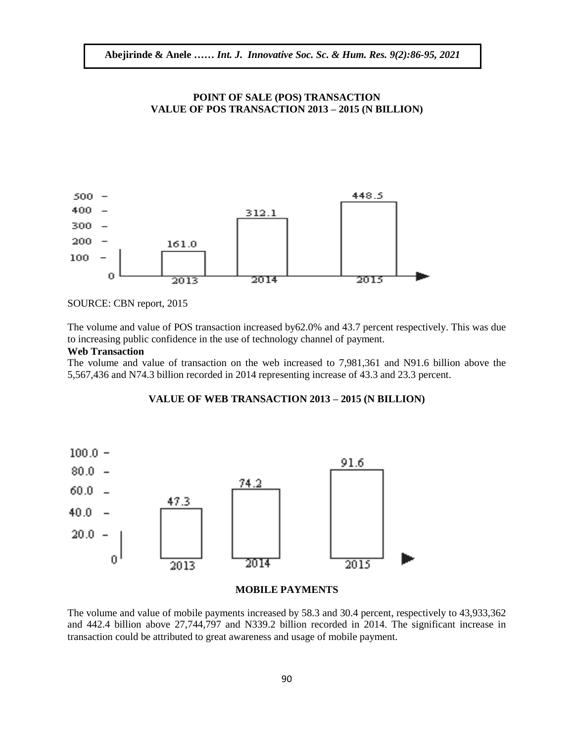**POINT OF SALE (POS) TRANSACTION**
**VALUE OF POS TRANSACTION 2013 – 2015 (N BILLION)**

| Year | Value (N Billion) |
| --- | --- |
| 2013 | 161.0 |
| 2014 | 312.1 |
| 2015 | 448.5 |

SOURCE: CBN report, 2015

The volume and value of POS transaction increased by62.0% and 43.7 percent respectively. This was due to increasing public confidence in the use of technology channel of payment.

**Web Transaction**

The volume and value of transaction on the web increased to 7,981,361 and N91.6 billion above the 5,567,436 and N74.3 billion recorded in 2014 representing increase of 43.3 and 23.3 percent.

**VALUE OF WEB TRANSACTION 2013 – 2015 (N BILLION)**

| Year | Value (N Billion) |
| --- | --- |
| 2013 | 47.3 |
| 2014 | 74.2 |
| 2015 | 91.6 |

**MOBILE PAYMENTS**

The volume and value of mobile payments increased by 58.3 and 30.4 percent, respectively to 43,933,362 and 442.4 billion above 27,744,797 and N339.2 billion recorded in 2014. The significant increase in transaction could be attributed to great awareness and usage of mobile payment.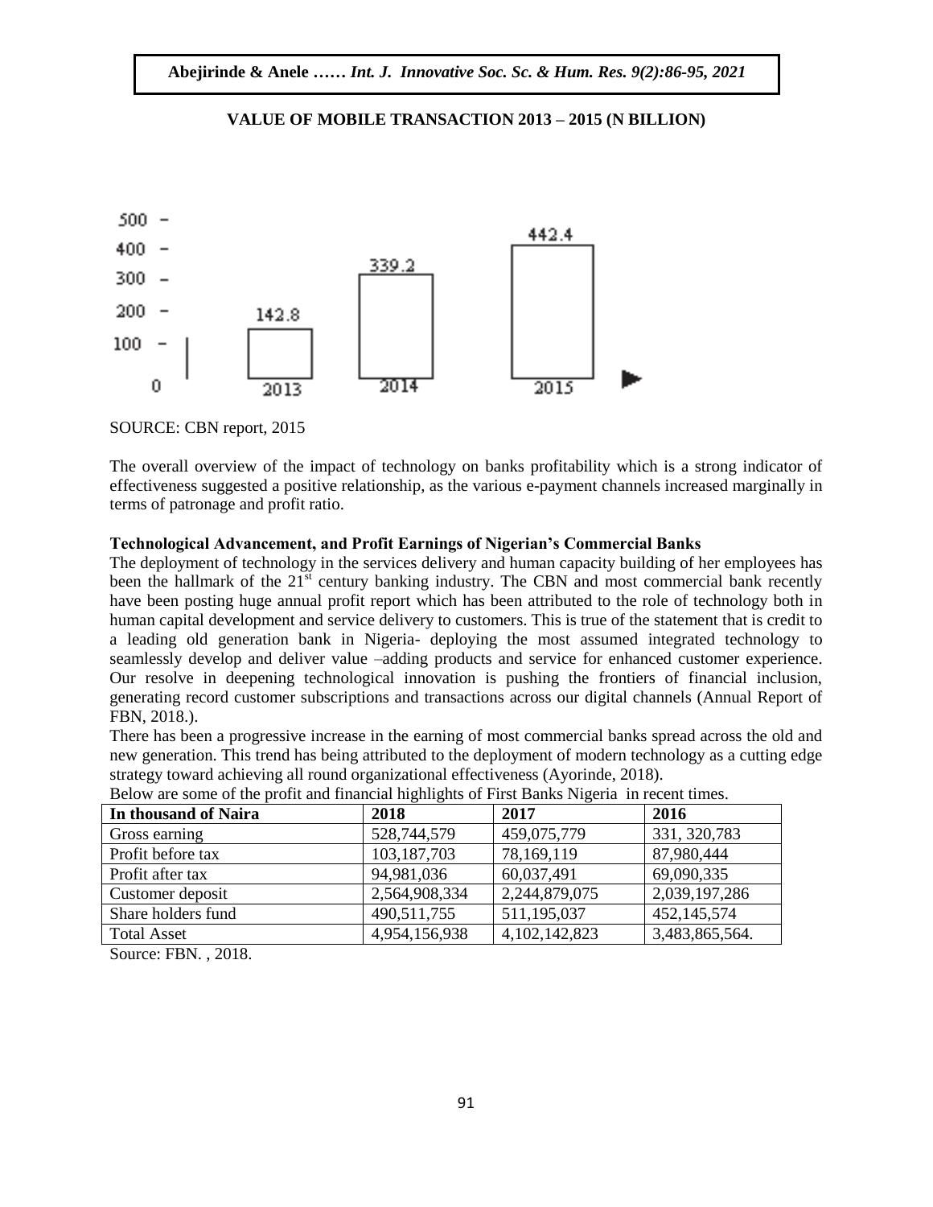**VALUE OF MOBILE TRANSACTION 2013 – 2015 (N BILLION)**

SOURCE: CBN report, 2015

The overall overview of the impact of technology on banks profitability which is a strong indicator of effectiveness suggested a positive relationship, as the various e-payment channels increased marginally in terms of patronage and profit ratio.

**Technological Advancement, and Profit Earnings of Nigerian's Commercial Banks**

The deployment of technology in the services delivery and human capacity building of her employees has been the hallmark of the 21st century banking industry. The CBN and most commercial bank recently have been posting huge annual profit report which has been attributed to the role of technology both in human capital development and service delivery to customers. This is true of the statement that is credit to a leading old generation bank in Nigeria- deploying the most assumed integrated technology to seamlessly develop and deliver value –adding products and service for enhanced customer experience. Our resolve in deepening technological innovation is pushing the frontiers of financial inclusion, generating record customer subscriptions and transactions across our digital channels (Annual Report of FBN, 2018.).

There has been a progressive increase in the earning of most commercial banks spread across the old and new generation. This trend has being attributed to the deployment of modern technology as a cutting edge strategy toward achieving all round organizational effectiveness (Ayorinde, 2018).

Below are some of the profit and financial highlights of First Banks Nigeria in recent times.

| In thousand of Naira | 2018 | 2017 | 2016 |
|---|---|---|---|
| Gross earning | 528,744,579 | 459,075,779 | 331, 320,783 |
| Profit before tax | 103,187,703 | 78,169,119 | 87,980,444 |
| Profit after tax | 94,981,036 | 60,037,491 | 69,090,335 |
| Customer deposit | 2,564,908,334 | 2,244,879,075 | 2,039,197,286 |
| Share holders fund | 490,511,755 | 511,195,037 | 452,145,574 |
| Total Asset | 4,954,156,938 | 4,102,142,823 | 3,483,865,564. |

Source: FBN. , 2018.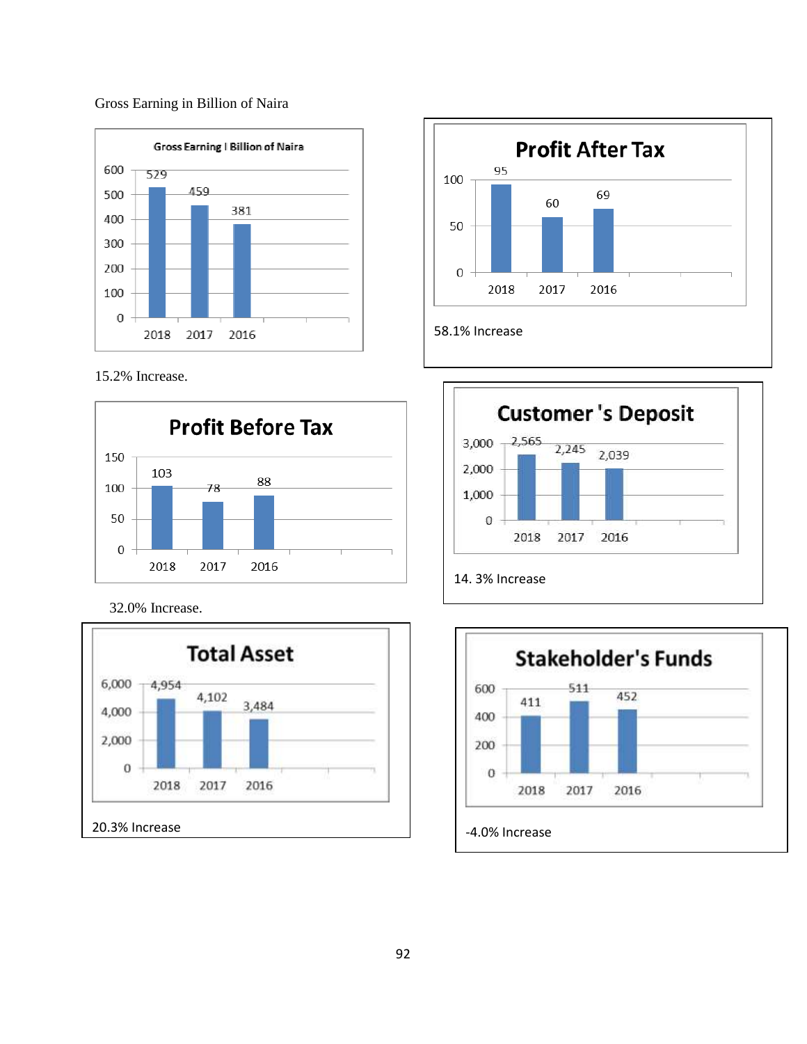Gross Earning in Billion of Naira

**Gross Earning I Billion of Naira**

| Year | Value |
|---|---|
| 2018 | 529 |
| 2017 | 459 |
| 2016 | 381 |

15.2% Increase.

**Profit After Tax**

| Year | Value |
|---|---|
| 2018 | 95 |
| 2017 | 60 |
| 2016 | 69 |

58.1% Increase

**Profit Before Tax**

| Year | Value |
|---|---|
| 2018 | 103 |
| 2017 | 78 |
| 2016 | 88 |

32.0% Increase.

**Customer 's Deposit**

| Year | Value |
|---|---|
| 2018 | 2,565 |
| 2017 | 2,245 |
| 2016 | 2,039 |

14. 3% Increase

**Total Asset**

| Year | Value |
|---|---|
| 2018 | 4,954 |
| 2017 | 4,102 |
| 2016 | 3,484 |

20.3% Increase

**Stakeholder's Funds**

| Year | Value |
|---|---|
| 2018 | 411 |
| 2017 | 511 |
| 2016 | 452 |

-4.0% Increase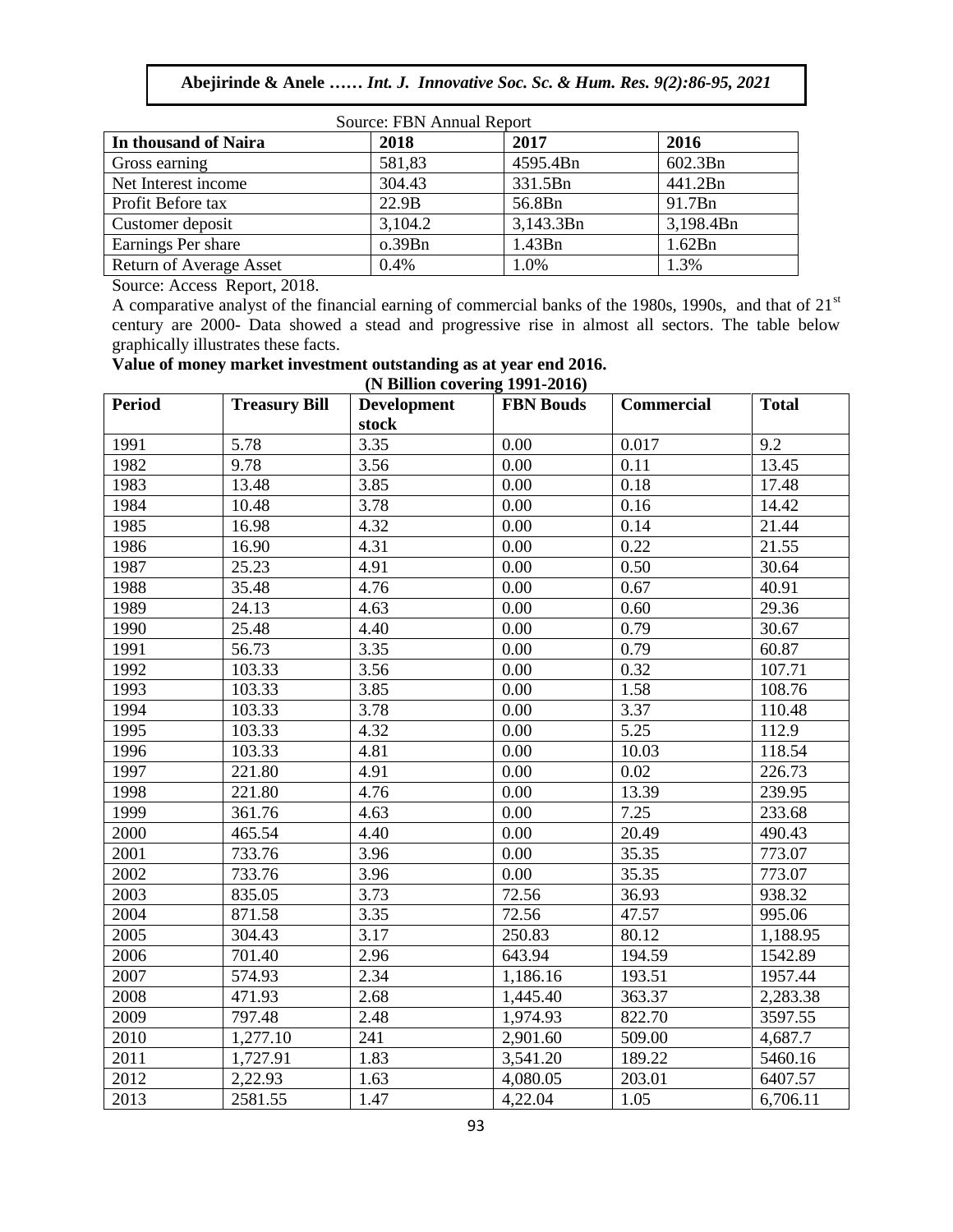Source: FBN Annual Report

| In thousand of Naira | 2018 | 2017 | 2016 |
|---|---|---|---|
| Gross earning | 581,83 | 4595.4Bn | 602.3Bn |
| Net Interest income | 304.43 | 331.5Bn | 441.2Bn |
| Profit Before tax | 22.9B | 56.8Bn | 91.7Bn |
| Customer deposit | 3,104.2 | 3,143.3Bn | 3,198.4Bn |
| Earnings Per share | o.39Bn | 1.43Bn | 1.62Bn |
| Return of Average Asset | 0.4% | 1.0% | 1.3% |

Source: Access Report, 2018.

A comparative analyst of the financial earning of commercial banks of the 1980s, 1990s, and that of 21st century are 2000- Data showed a stead and progressive rise in almost all sectors. The table below graphically illustrates these facts.

**Value of money market investment outstanding as at year end 2016.**

**(N Billion covering 1991-2016)**

| Period | Treasury Bill | Development stock | FBN Bouds | Commercial | Total |
|---|---|---|---|---|---|
| 1991 | 5.78 | 3.35 | 0.00 | 0.017 | 9.2 |
| 1982 | 9.78 | 3.56 | 0.00 | 0.11 | 13.45 |
| 1983 | 13.48 | 3.85 | 0.00 | 0.18 | 17.48 |
| 1984 | 10.48 | 3.78 | 0.00 | 0.16 | 14.42 |
| 1985 | 16.98 | 4.32 | 0.00 | 0.14 | 21.44 |
| 1986 | 16.90 | 4.31 | 0.00 | 0.22 | 21.55 |
| 1987 | 25.23 | 4.91 | 0.00 | 0.50 | 30.64 |
| 1988 | 35.48 | 4.76 | 0.00 | 0.67 | 40.91 |
| 1989 | 24.13 | 4.63 | 0.00 | 0.60 | 29.36 |
| 1990 | 25.48 | 4.40 | 0.00 | 0.79 | 30.67 |
| 1991 | 56.73 | 3.35 | 0.00 | 0.79 | 60.87 |
| 1992 | 103.33 | 3.56 | 0.00 | 0.32 | 107.71 |
| 1993 | 103.33 | 3.85 | 0.00 | 1.58 | 108.76 |
| 1994 | 103.33 | 3.78 | 0.00 | 3.37 | 110.48 |
| 1995 | 103.33 | 4.32 | 0.00 | 5.25 | 112.9 |
| 1996 | 103.33 | 4.81 | 0.00 | 10.03 | 118.54 |
| 1997 | 221.80 | 4.91 | 0.00 | 0.02 | 226.73 |
| 1998 | 221.80 | 4.76 | 0.00 | 13.39 | 239.95 |
| 1999 | 361.76 | 4.63 | 0.00 | 7.25 | 233.68 |
| 2000 | 465.54 | 4.40 | 0.00 | 20.49 | 490.43 |
| 2001 | 733.76 | 3.96 | 0.00 | 35.35 | 773.07 |
| 2002 | 733.76 | 3.96 | 0.00 | 35.35 | 773.07 |
| 2003 | 835.05 | 3.73 | 72.56 | 36.93 | 938.32 |
| 2004 | 871.58 | 3.35 | 72.56 | 47.57 | 995.06 |
| 2005 | 304.43 | 3.17 | 250.83 | 80.12 | 1,188.95 |
| 2006 | 701.40 | 2.96 | 643.94 | 194.59 | 1542.89 |
| 2007 | 574.93 | 2.34 | 1,186.16 | 193.51 | 1957.44 |
| 2008 | 471.93 | 2.68 | 1,445.40 | 363.37 | 2,283.38 |
| 2009 | 797.48 | 2.48 | 1,974.93 | 822.70 | 3597.55 |
| 2010 | 1,277.10 | 241 | 2,901.60 | 509.00 | 4,687.7 |
| 2011 | 1,727.91 | 1.83 | 3,541.20 | 189.22 | 5460.16 |
| 2012 | 2,22.93 | 1.63 | 4,080.05 | 203.01 | 6407.57 |
| 2013 | 2581.55 | 1.47 | 4,22.04 | 1.05 | 6,706.11 |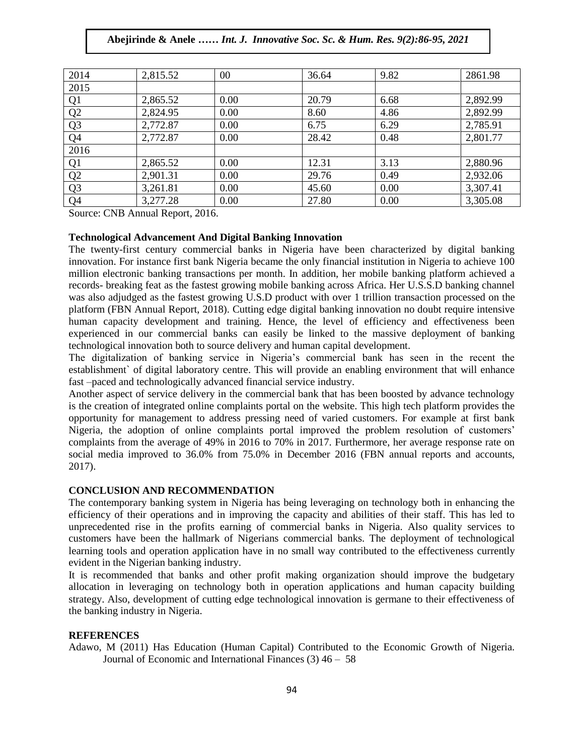| 2014 | 2,815.52 | 00 | 36.64 | 9.82 | 2861.98 |
|---|---|---|---|---|---|
| 2015 | | | | | |
| Q1 | 2,865.52 | 0.00 | 20.79 | 6.68 | 2,892.99 |
| Q2 | 2,824.95 | 0.00 | 8.60 | 4.86 | 2,892.99 |
| Q3 | 2,772.87 | 0.00 | 6.75 | 6.29 | 2,785.91 |
| Q4 | 2,772.87 | 0.00 | 28.42 | 0.48 | 2,801.77 |
| 2016 | | | | | |
| Q1 | 2,865.52 | 0.00 | 12.31 | 3.13 | 2,880.96 |
| Q2 | 2,901.31 | 0.00 | 29.76 | 0.49 | 2,932.06 |
| Q3 | 3,261.81 | 0.00 | 45.60 | 0.00 | 3,307.41 |
| Q4 | 3,277.28 | 0.00 | 27.80 | 0.00 | 3,305.08 |

Source: CNB Annual Report, 2016.

**Technological Advancement And Digital Banking Innovation**

The twenty-first century commercial banks in Nigeria have been characterized by digital banking innovation. For instance first bank Nigeria became the only financial institution in Nigeria to achieve 100 million electronic banking transactions per month. In addition, her mobile banking platform achieved a records- breaking feat as the fastest growing mobile banking across Africa. Her U.S.S.D banking channel was also adjudged as the fastest growing U.S.D product with over 1 trillion transaction processed on the platform (FBN Annual Report, 2018). Cutting edge digital banking innovation no doubt require intensive human capacity development and training. Hence, the level of efficiency and effectiveness been experienced in our commercial banks can easily be linked to the massive deployment of banking technological innovation both to source delivery and human capital development.

The digitalization of banking service in Nigeria's commercial bank has seen in the recent the establishment` of digital laboratory centre. This will provide an enabling environment that will enhance fast –paced and technologically advanced financial service industry.

Another aspect of service delivery in the commercial bank that has been boosted by advance technology is the creation of integrated online complaints portal on the website. This high tech platform provides the opportunity for management to address pressing need of varied customers. For example at first bank Nigeria, the adoption of online complaints portal improved the problem resolution of customers' complaints from the average of 49% in 2016 to 70% in 2017. Furthermore, her average response rate on social media improved to 36.0% from 75.0% in December 2016 (FBN annual reports and accounts, 2017).

**CONCLUSION AND RECOMMENDATION**

The contemporary banking system in Nigeria has being leveraging on technology both in enhancing the efficiency of their operations and in improving the capacity and abilities of their staff. This has led to unprecedented rise in the profits earning of commercial banks in Nigeria. Also quality services to customers have been the hallmark of Nigerians commercial banks. The deployment of technological learning tools and operation application have in no small way contributed to the effectiveness currently evident in the Nigerian banking industry.

It is recommended that banks and other profit making organization should improve the budgetary allocation in leveraging on technology both in operation applications and human capacity building strategy. Also, development of cutting edge technological innovation is germane to their effectiveness of the banking industry in Nigeria.

**REFERENCES**

Adawo, M (2011) Has Education (Human Capital) Contributed to the Economic Growth of Nigeria. Journal of Economic and International Finances (3) 46 – 58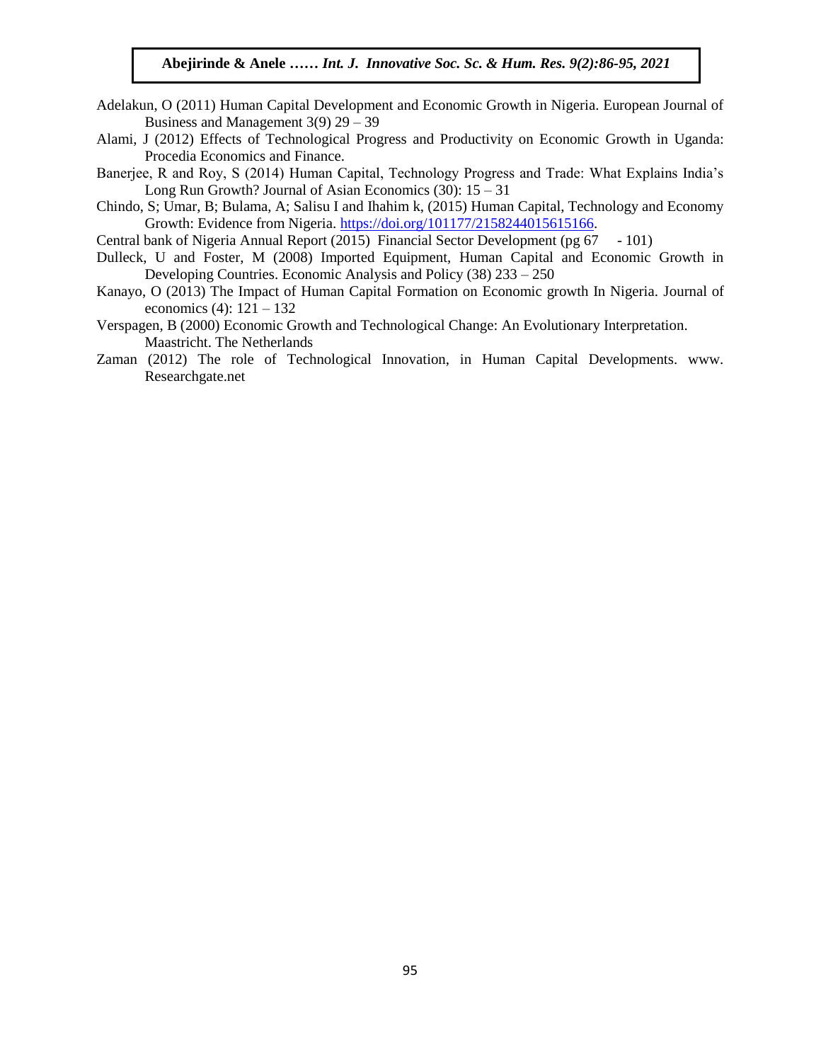Adelakun, O (2011) Human Capital Development and Economic Growth in Nigeria. European Journal of Business and Management 3(9) 29 – 39

Alami, J (2012) Effects of Technological Progress and Productivity on Economic Growth in Uganda: Procedia Economics and Finance.

Banerjee, R and Roy, S (2014) Human Capital, Technology Progress and Trade: What Explains India's Long Run Growth? Journal of Asian Economics (30): 15 – 31

Chindo, S; Umar, B; Bulama, A; Salisu I and Ihahim k, (2015) Human Capital, Technology and Economy Growth: Evidence from Nigeria. https://doi.org/101177/2158244015615166.

Central bank of Nigeria Annual Report (2015) Financial Sector Development (pg 67 - 101)

Dulleck, U and Foster, M (2008) Imported Equipment, Human Capital and Economic Growth in Developing Countries. Economic Analysis and Policy (38) 233 – 250

Kanayo, O (2013) The Impact of Human Capital Formation on Economic growth In Nigeria. Journal of economics (4): 121 – 132

Verspagen, B (2000) Economic Growth and Technological Change: An Evolutionary Interpretation. Maastricht. The Netherlands

Zaman (2012) The role of Technological Innovation, in Human Capital Developments. www. Researchgate.net